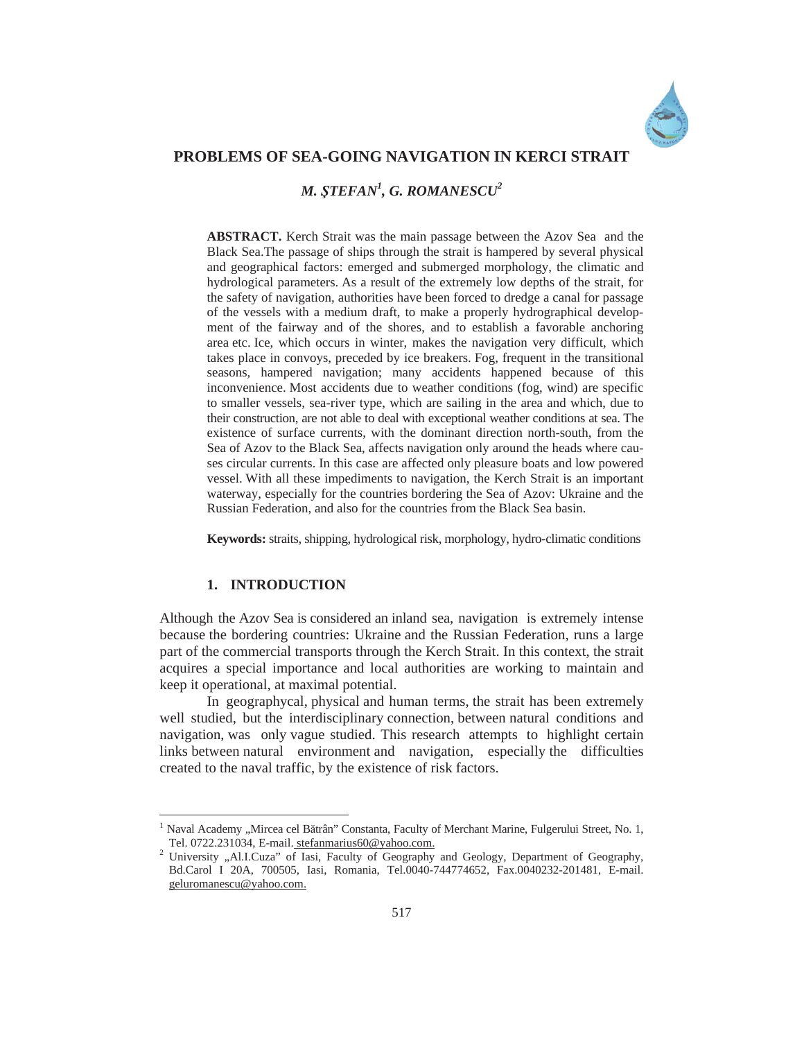# PROBLEMS OF SEA-GOING NAVIGATION IN KERCI STRAIT

***M. ŞTEFAN[1], G. ROMANESCU[2]***

**ABSTRACT.** Kerch Strait was the main passage between the Azov Sea and the Black Sea.The passage of ships through the strait is hampered by several physical and geographical factors: emerged and submerged morphology, the climatic and hydrological parameters. As a result of the extremely low depths of the strait, for the safety of navigation, authorities have been forced to dredge a canal for passage of the vessels with a medium draft, to make a properly hydrographical development of the fairway and of the shores, and to establish a favorable anchoring area etc. Ice, which occurs in winter, makes the navigation very difficult, which takes place in convoys, preceded by ice breakers. Fog, frequent in the transitional seasons, hampered navigation; many accidents happened because of this inconvenience. Most accidents due to weather conditions (fog, wind) are specific to smaller vessels, sea-river type, which are sailing in the area and which, due to their construction, are not able to deal with exceptional weather conditions at sea. The existence of surface currents, with the dominant direction north-south, from the Sea of Azov to the Black Sea, affects navigation only around the heads where causes circular currents. In this case are affected only pleasure boats and low powered vessel. With all these impediments to navigation, the Kerch Strait is an important waterway, especially for the countries bordering the Sea of Azov: Ukraine and the Russian Federation, and also for the countries from the Black Sea basin.

**Keywords:** straits, shipping, hydrological risk, morphology, hydro-climatic conditions

## 1. INTRODUCTION

Although the Azov Sea is considered an inland sea, navigation is extremely intense because the bordering countries: Ukraine and the Russian Federation, runs a large part of the commercial transports through the Kerch Strait. In this context, the strait acquires a special importance and local authorities are working to maintain and keep it operational, at maximal potential.

In geographycal, physical and human terms, the strait has been extremely well studied, but the interdisciplinary connection, between natural conditions and navigation, was only vague studied. This research attempts to highlight certain links between natural environment and navigation, especially the difficulties created to the naval traffic, by the existence of risk factors.

---

[1] Naval Academy „Mircea cel Bătrân" Constanta, Faculty of Merchant Marine, Fulgerului Street, No. 1, Tel. 0722.231034, E-mail. stefanmarius60@yahoo.com.

[2] University „Al.I.Cuza" of Iasi, Faculty of Geography and Geology, Department of Geography, Bd.Carol I 20A, 700505, Iasi, Romania, Tel.0040-744774652, Fax.0040232-201481, E-mail. geluromanescu@yahoo.com.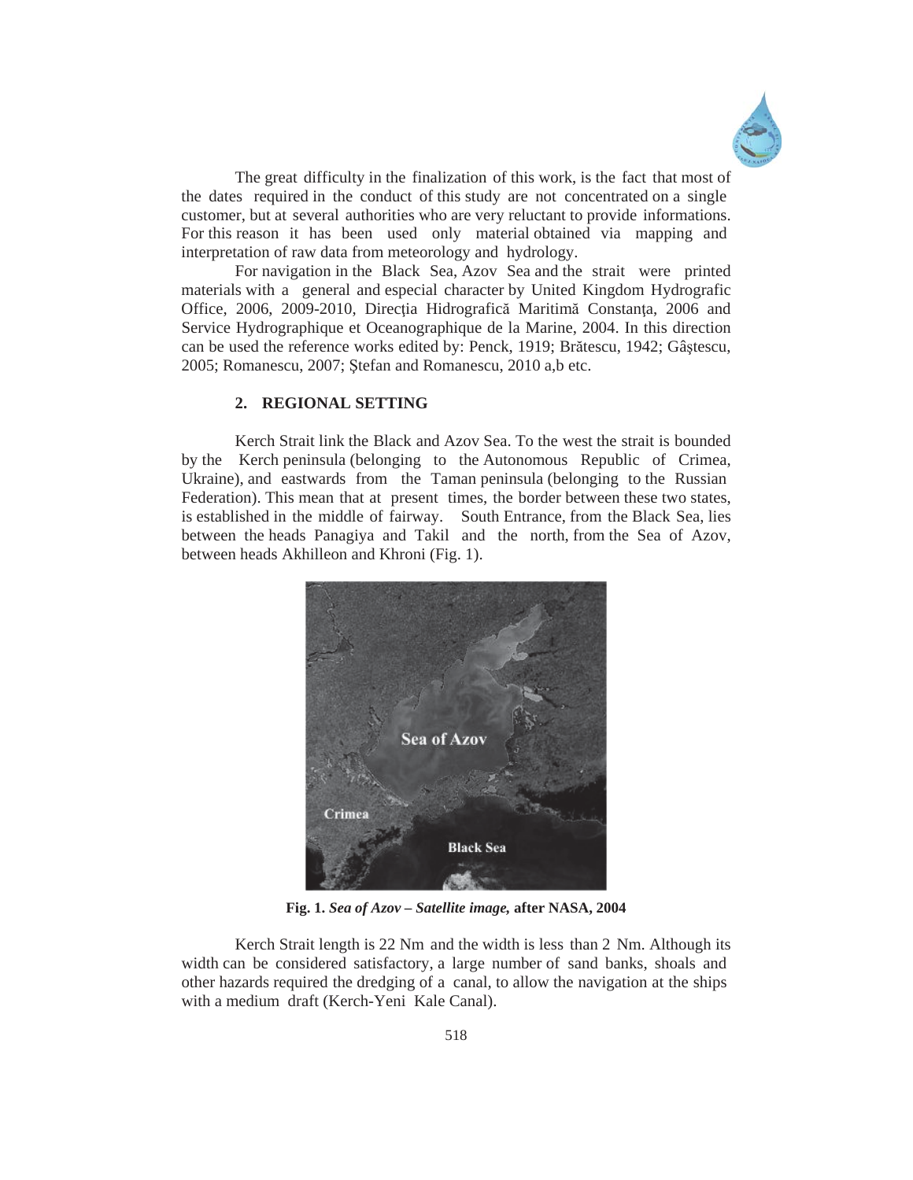The great difficulty in the finalization of this work, is the fact that most of the dates required in the conduct of this study are not concentrated on a single customer, but at several authorities who are very reluctant to provide informations. For this reason it has been used only material obtained via mapping and interpretation of raw data from meteorology and hydrology.

For navigation in the Black Sea, Azov Sea and the strait were printed materials with a general and especial character by United Kingdom Hydrografic Office, 2006, 2009-2010, Direcţia Hidrografică Maritimă Constanţa, 2006 and Service Hydrographique et Oceanographique de la Marine, 2004. In this direction can be used the reference works edited by: Penck, 1919; Brătescu, 1942; Gâştescu, 2005; Romanescu, 2007; Ştefan and Romanescu, 2010 a,b etc.

## 2. REGIONAL SETTING

Kerch Strait link the Black and Azov Sea. To the west the strait is bounded by the Kerch peninsula (belonging to the Autonomous Republic of Crimea, Ukraine), and eastwards from the Taman peninsula (belonging to the Russian Federation). This mean that at present times, the border between these two states, is established in the middle of fairway. South Entrance, from the Black Sea, lies between the heads Panagiya and Takil and the north, from the Sea of Azov, between heads Akhilleon and Khroni (Fig. 1).

**Fig. 1.** ***Sea of Azov – Satellite image,*** **after NASA, 2004**

Kerch Strait length is 22 Nm and the width is less than 2 Nm. Although its width can be considered satisfactory, a large number of sand banks, shoals and other hazards required the dredging of a canal, to allow the navigation at the ships with a medium draft (Kerch-Yeni Kale Canal).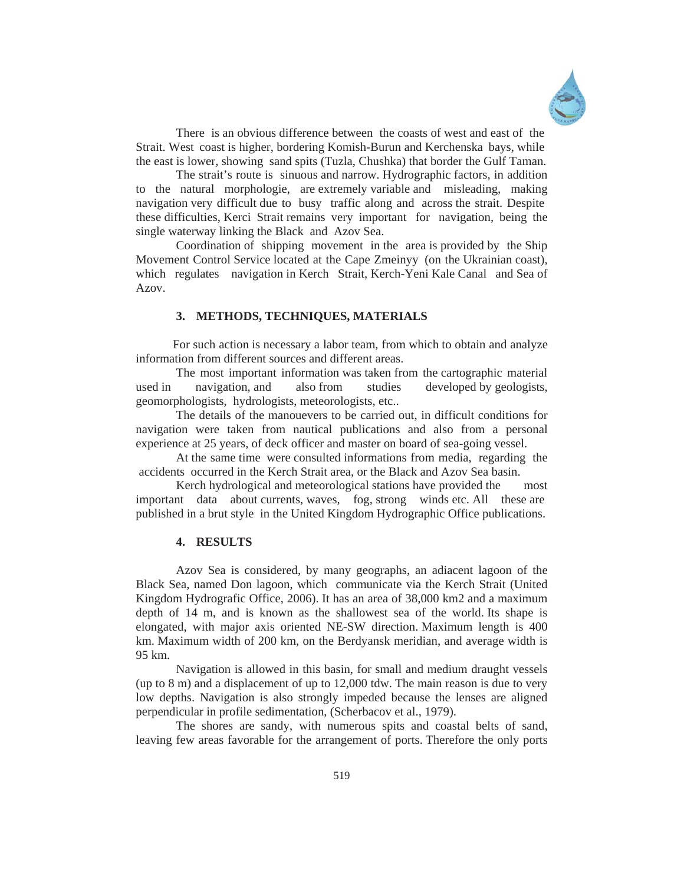There is an obvious difference between the coasts of west and east of the Strait. West coast is higher, bordering Komish-Burun and Kerchenska bays, while the east is lower, showing sand spits (Tuzla, Chushka) that border the Gulf Taman.

The strait's route is sinuous and narrow. Hydrographic factors, in addition to the natural morphologie, are extremely variable and misleading, making navigation very difficult due to busy traffic along and across the strait. Despite these difficulties, Kerci Strait remains very important for navigation, being the single waterway linking the Black and Azov Sea.

Coordination of shipping movement in the area is provided by the Ship Movement Control Service located at the Cape Zmeinyy (on the Ukrainian coast), which regulates navigation in Kerch Strait, Kerch-Yeni Kale Canal and Sea of Azov.

## 3. METHODS, TECHNIQUES, MATERIALS

For such action is necessary a labor team, from which to obtain and analyze information from different sources and different areas.

The most important information was taken from the cartographic material used in navigation, and also from studies developed by geologists, geomorphologists, hydrologists, meteorologists, etc..

The details of the manouevers to be carried out, in difficult conditions for navigation were taken from nautical publications and also from a personal experience at 25 years, of deck officer and master on board of sea-going vessel.

At the same time were consulted informations from media, regarding the accidents occurred in the Kerch Strait area, or the Black and Azov Sea basin.

Kerch hydrological and meteorological stations have provided the most important data about currents, waves, fog, strong winds etc. All these are published in a brut style in the United Kingdom Hydrographic Office publications.

## 4. RESULTS

Azov Sea is considered, by many geographs, an adiacent lagoon of the Black Sea, named Don lagoon, which communicate via the Kerch Strait (United Kingdom Hydrografic Office, 2006). It has an area of 38,000 km2 and a maximum depth of 14 m, and is known as the shallowest sea of the world. Its shape is elongated, with major axis oriented NE-SW direction. Maximum length is 400 km. Maximum width of 200 km, on the Berdyansk meridian, and average width is 95 km.

Navigation is allowed in this basin, for small and medium draught vessels (up to 8 m) and a displacement of up to 12,000 tdw. The main reason is due to very low depths. Navigation is also strongly impeded because the lenses are aligned perpendicular in profile sedimentation, (Scherbacov et al., 1979).

The shores are sandy, with numerous spits and coastal belts of sand, leaving few areas favorable for the arrangement of ports. Therefore the only ports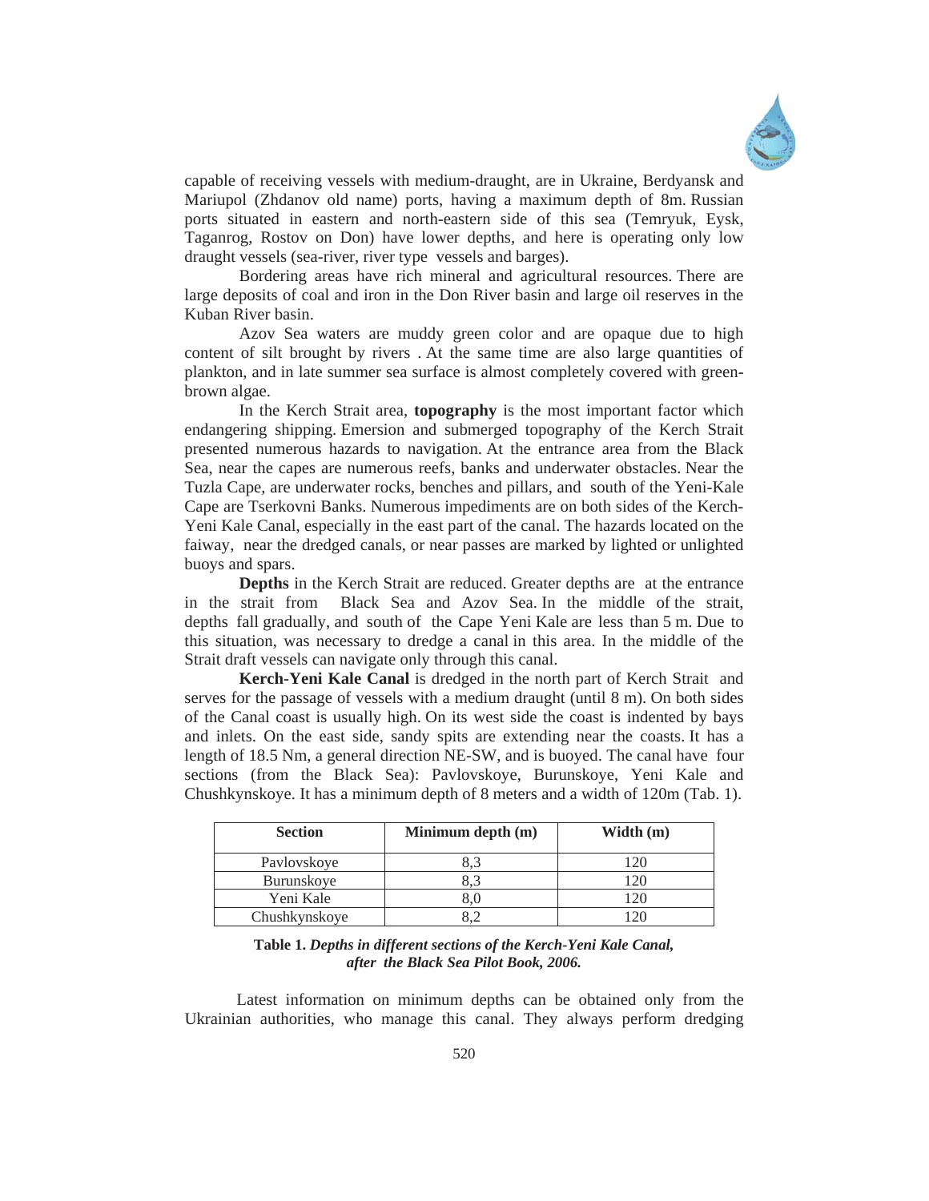capable of receiving vessels with medium-draught, are in Ukraine, Berdyansk and Mariupol (Zhdanov old name) ports, having a maximum depth of 8m. Russian ports situated in eastern and north-eastern side of this sea (Temryuk, Eysk, Taganrog, Rostov on Don) have lower depths, and here is operating only low draught vessels (sea-river, river type vessels and barges).

Bordering areas have rich mineral and agricultural resources. There are large deposits of coal and iron in the Don River basin and large oil reserves in the Kuban River basin.

Azov Sea waters are muddy green color and are opaque due to high content of silt brought by rivers . At the same time are also large quantities of plankton, and in late summer sea surface is almost completely covered with green-brown algae.

In the Kerch Strait area, **topography** is the most important factor which endangering shipping. Emersion and submerged topography of the Kerch Strait presented numerous hazards to navigation. At the entrance area from the Black Sea, near the capes are numerous reefs, banks and underwater obstacles. Near the Tuzla Cape, are underwater rocks, benches and pillars, and south of the Yeni-Kale Cape are Tserkovni Banks. Numerous impediments are on both sides of the Kerch-Yeni Kale Canal, especially in the east part of the canal. The hazards located on the faiway, near the dredged canals, or near passes are marked by lighted or unlighted buoys and spars.

**Depths** in the Kerch Strait are reduced. Greater depths are at the entrance in the strait from Black Sea and Azov Sea. In the middle of the strait, depths fall gradually, and south of the Cape Yeni Kale are less than 5 m. Due to this situation, was necessary to dredge a canal in this area. In the middle of the Strait draft vessels can navigate only through this canal.

**Kerch-Yeni Kale Canal** is dredged in the north part of Kerch Strait and serves for the passage of vessels with a medium draught (until 8 m). On both sides of the Canal coast is usually high. On its west side the coast is indented by bays and inlets. On the east side, sandy spits are extending near the coasts. It has a length of 18.5 Nm, a general direction NE-SW, and is buoyed. The canal have four sections (from the Black Sea): Pavlovskoye, Burunskoye, Yeni Kale and Chushkynskoye. It has a minimum depth of 8 meters and a width of 120m (Tab. 1).

| Section | Minimum depth (m) | Width (m) |
|---|---|---|
| Pavlovskoye | 8,3 | 120 |
| Burunskoye | 8,3 | 120 |
| Yeni Kale | 8,0 | 120 |
| Chushkynskoye | 8,2 | 120 |

**Table 1.** ***Depths in different sections of the Kerch-Yeni Kale Canal, after the Black Sea Pilot Book, 2006.***

Latest information on minimum depths can be obtained only from the Ukrainian authorities, who manage this canal. They always perform dredging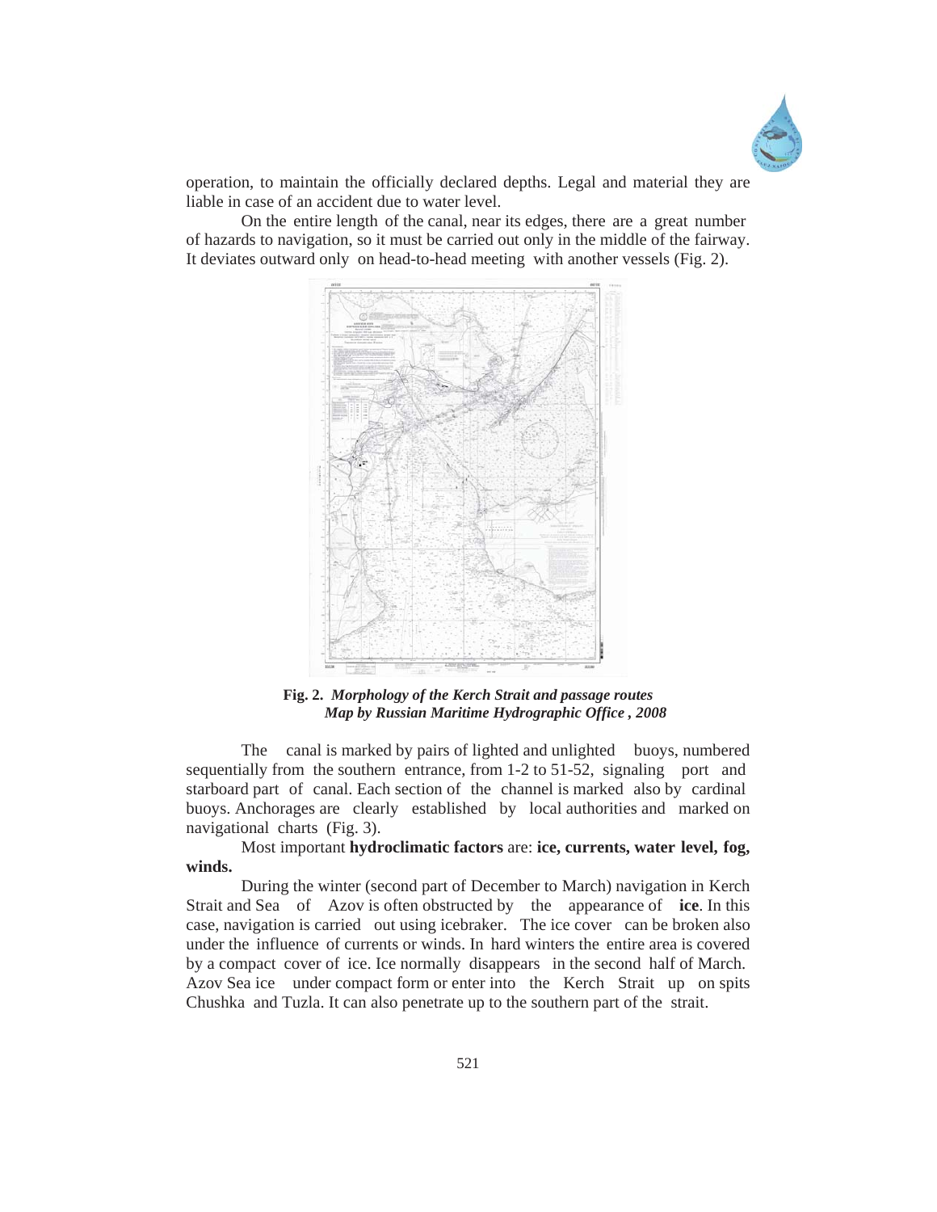operation, to maintain the officially declared depths. Legal and material they are liable in case of an accident due to water level.

On the entire length of the canal, near its edges, there are a great number of hazards to navigation, so it must be carried out only in the middle of the fairway. It deviates outward only on head-to-head meeting with another vessels (Fig. 2).

**Fig. 2.** ***Morphology of the Kerch Strait and passage routes***
***Map by Russian Maritime Hydrographic Office , 2008***

The canal is marked by pairs of lighted and unlighted buoys, numbered sequentially from the southern entrance, from 1-2 to 51-52, signaling port and starboard part of canal. Each section of the channel is marked also by cardinal buoys. Anchorages are clearly established by local authorities and marked on navigational charts (Fig. 3).

Most important **hydroclimatic factors** are: **ice, currents, water level, fog, winds.**

During the winter (second part of December to March) navigation in Kerch Strait and Sea of Azov is often obstructed by the appearance of **ice**. In this case, navigation is carried out using icebraker. The ice cover can be broken also under the influence of currents or winds. In hard winters the entire area is covered by a compact cover of ice. Ice normally disappears in the second half of March. Azov Sea ice under compact form or enter into the Kerch Strait up on spits Chushka and Tuzla. It can also penetrate up to the southern part of the strait.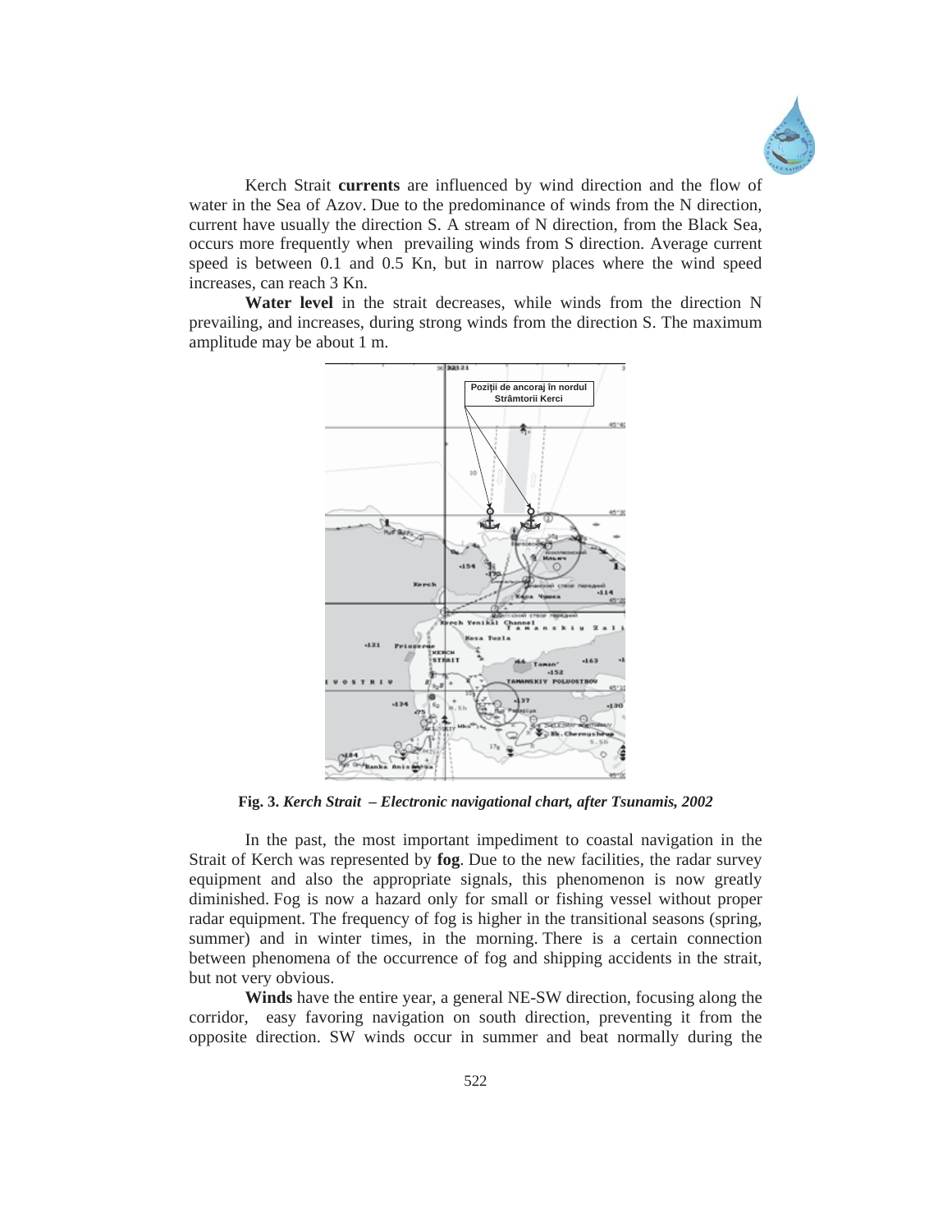Kerch Strait **currents** are influenced by wind direction and the flow of water in the Sea of Azov. Due to the predominance of winds from the N direction, current have usually the direction S. A stream of N direction, from the Black Sea, occurs more frequently when prevailing winds from S direction. Average current speed is between 0.1 and 0.5 Kn, but in narrow places where the wind speed increases, can reach 3 Kn.

**Water level** in the strait decreases, while winds from the direction N prevailing, and increases, during strong winds from the direction S. The maximum amplitude may be about 1 m.

**Fig. 3.** *Kerch Strait – Electronic navigational chart, after Tsunamis, 2002*

In the past, the most important impediment to coastal navigation in the Strait of Kerch was represented by **fog**. Due to the new facilities, the radar survey equipment and also the appropriate signals, this phenomenon is now greatly diminished. Fog is now a hazard only for small or fishing vessel without proper radar equipment. The frequency of fog is higher in the transitional seasons (spring, summer) and in winter times, in the morning. There is a certain connection between phenomena of the occurrence of fog and shipping accidents in the strait, but not very obvious.

**Winds** have the entire year, a general NE-SW direction, focusing along the corridor, easy favoring navigation on south direction, preventing it from the opposite direction. SW winds occur in summer and beat normally during the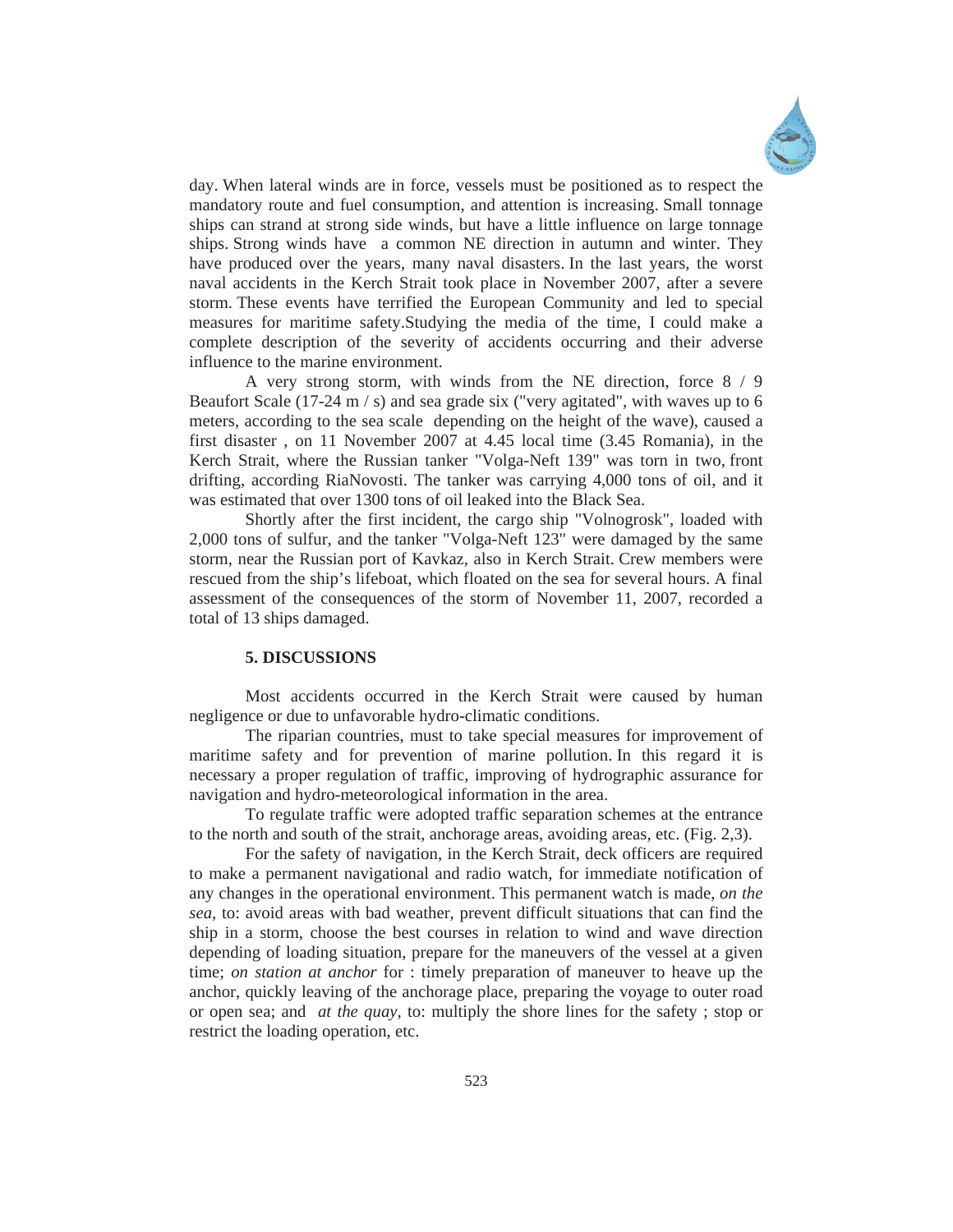day. When lateral winds are in force, vessels must be positioned as to respect the mandatory route and fuel consumption, and attention is increasing. Small tonnage ships can strand at strong side winds, but have a little influence on large tonnage ships. Strong winds have a common NE direction in autumn and winter. They have produced over the years, many naval disasters. In the last years, the worst naval accidents in the Kerch Strait took place in November 2007, after a severe storm. These events have terrified the European Community and led to special measures for maritime safety.Studying the media of the time, I could make a complete description of the severity of accidents occurring and their adverse influence to the marine environment.

A very strong storm, with winds from the NE direction, force 8 / 9 Beaufort Scale (17-24 m / s) and sea grade six ("very agitated", with waves up to 6 meters, according to the sea scale depending on the height of the wave), caused a first disaster , on 11 November 2007 at 4.45 local time (3.45 Romania), in the Kerch Strait, where the Russian tanker "Volga-Neft 139" was torn in two, front drifting, according RiaNovosti. The tanker was carrying 4,000 tons of oil, and it was estimated that over 1300 tons of oil leaked into the Black Sea.

Shortly after the first incident, the cargo ship "Volnogrosk", loaded with 2,000 tons of sulfur, and the tanker "Volga-Neft 123" were damaged by the same storm, near the Russian port of Kavkaz, also in Kerch Strait. Crew members were rescued from the ship's lifeboat, which floated on the sea for several hours. A final assessment of the consequences of the storm of November 11, 2007, recorded a total of 13 ships damaged.

## 5. DISCUSSIONS

Most accidents occurred in the Kerch Strait were caused by human negligence or due to unfavorable hydro-climatic conditions.

The riparian countries, must to take special measures for improvement of maritime safety and for prevention of marine pollution. In this regard it is necessary a proper regulation of traffic, improving of hydrographic assurance for navigation and hydro-meteorological information in the area.

To regulate traffic were adopted traffic separation schemes at the entrance to the north and south of the strait, anchorage areas, avoiding areas, etc. (Fig. 2,3).

For the safety of navigation, in the Kerch Strait, deck officers are required to make a permanent navigational and radio watch, for immediate notification of any changes in the operational environment. This permanent watch is made, *on the sea*, to: avoid areas with bad weather, prevent difficult situations that can find the ship in a storm, choose the best courses in relation to wind and wave direction depending of loading situation, prepare for the maneuvers of the vessel at a given time; *on station at anchor* for : timely preparation of maneuver to heave up the anchor, quickly leaving of the anchorage place, preparing the voyage to outer road or open sea; and *at the quay,* to: multiply the shore lines for the safety ; stop or restrict the loading operation, etc.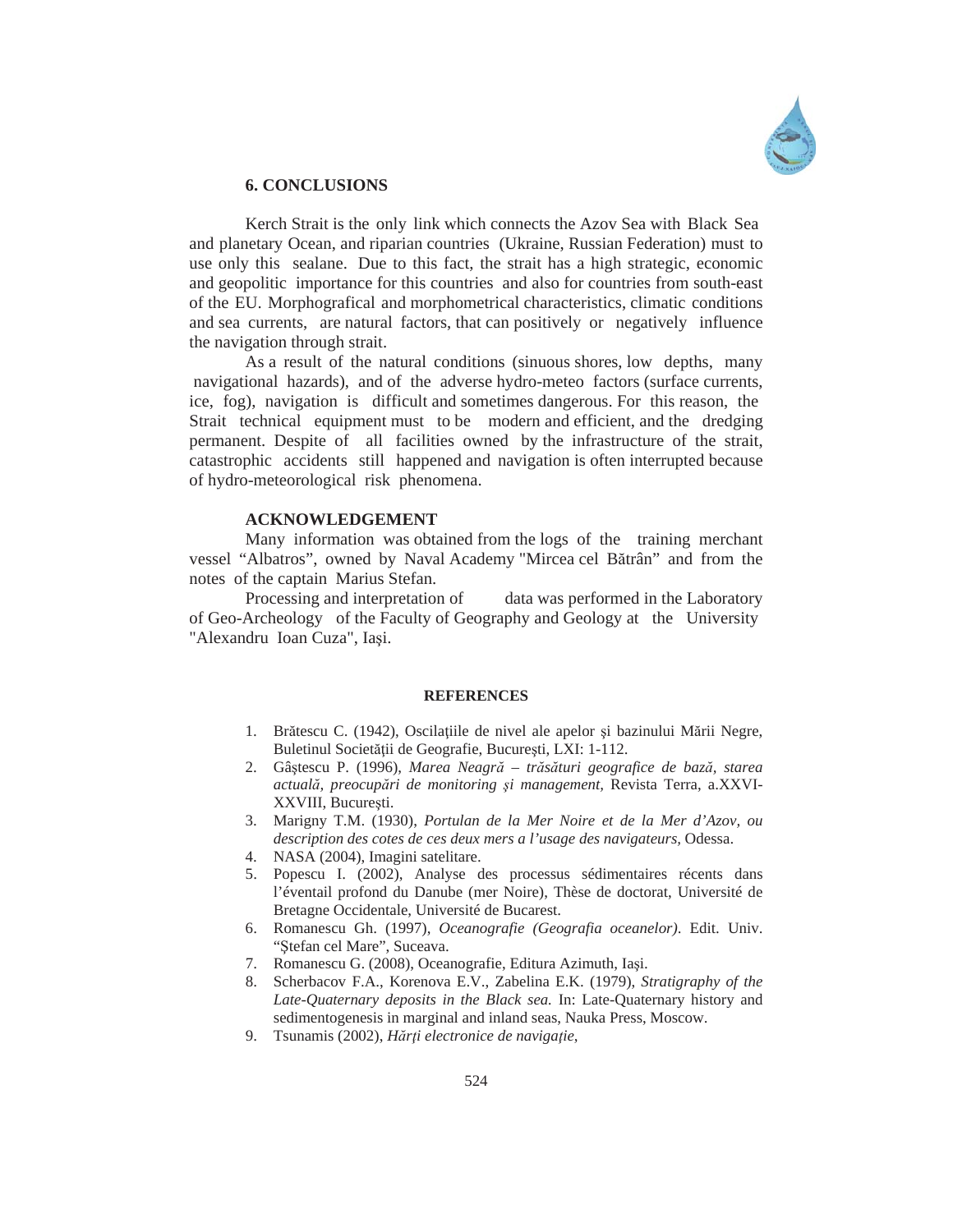## 6. CONCLUSIONS

Kerch Strait is the only link which connects the Azov Sea with Black Sea and planetary Ocean, and riparian countries (Ukraine, Russian Federation) must to use only this sealane. Due to this fact, the strait has a high strategic, economic and geopolitic importance for this countries and also for countries from south-east of the EU. Morphografical and morphometrical characteristics, climatic conditions and sea currents, are natural factors, that can positively or negatively influence the navigation through strait.

As a result of the natural conditions (sinuous shores, low depths, many navigational hazards), and of the adverse hydro-meteo factors (surface currents, ice, fog), navigation is difficult and sometimes dangerous. For this reason, the Strait technical equipment must to be modern and efficient, and the dredging permanent. Despite of all facilities owned by the infrastructure of the strait, catastrophic accidents still happened and navigation is often interrupted because of hydro-meteorological risk phenomena.

## ACKNOWLEDGEMENT

Many information was obtained from the logs of the training merchant vessel "Albatros", owned by Naval Academy "Mircea cel Bătrân" and from the notes of the captain Marius Stefan.

Processing and interpretation of data was performed in the Laboratory of Geo-Archeology of the Faculty of Geography and Geology at the University "Alexandru Ioan Cuza", Iaşi.

## REFERENCES

1. Brătescu C. (1942), Oscilaţiile de nivel ale apelor şi bazinului Mării Negre, Buletinul Societăţii de Geografie, Bucureşti, LXI: 1-112.
2. Gâştescu P. (1996), *Marea Neagră – trăsături geografice de bază, starea actuală, preocupări de monitoring şi management*, Revista Terra, a.XXVI-XXVIII, Bucureşti.
3. Marigny T.M. (1930), *Portulan de la Mer Noire et de la Mer d'Azov, ou description des cotes de ces deux mers a l'usage des navigateurs*, Odessa.
4. NASA (2004), Imagini satelitare.
5. Popescu I. (2002), Analyse des processus sédimentaires récents dans l'éventail profond du Danube (mer Noire), Thèse de doctorat, Université de Bretagne Occidentale, Université de Bucarest.
6. Romanescu Gh. (1997), *Oceanografie (Geografia oceanelor)*. Edit. Univ. "Ştefan cel Mare", Suceava.
7. Romanescu G. (2008), Oceanografie, Editura Azimuth, Iaşi.
8. Scherbacov F.A., Korenova E.V., Zabelina E.K. (1979), *Stratigraphy of the Late-Quaternary deposits in the Black sea.* In: Late-Quaternary history and sedimentogenesis in marginal and inland seas, Nauka Press, Moscow.
9. Tsunamis (2002), *Hărţi electronice de navigaţie*,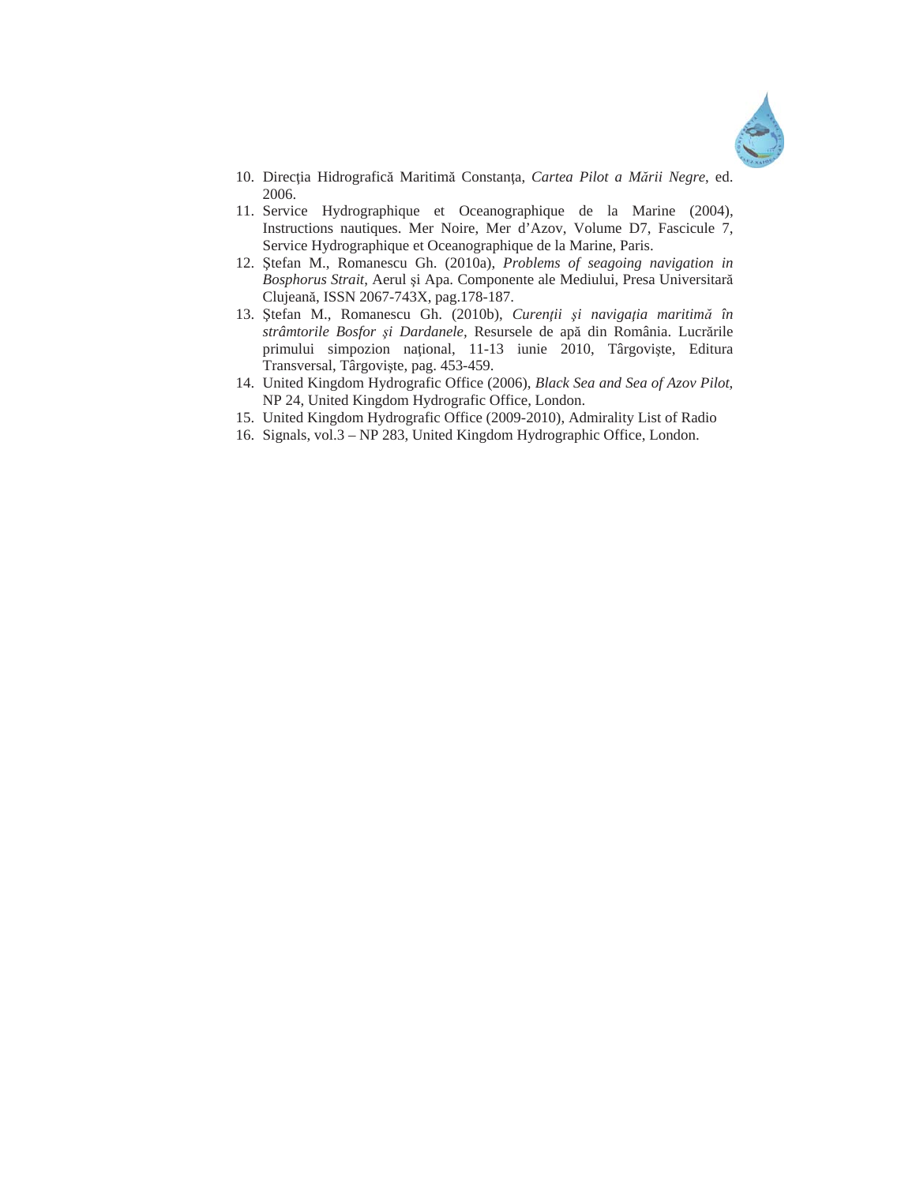10. Direcţia Hidrografică Maritimă Constanţa, *Cartea Pilot a Mării Negre*, ed. 2006.
11. Service Hydrographique et Oceanographique de la Marine (2004), Instructions nautiques. Mer Noire, Mer d'Azov, Volume D7, Fascicule 7, Service Hydrographique et Oceanographique de la Marine, Paris.
12. Ştefan M., Romanescu Gh. (2010a), *Problems of seagoing navigation in Bosphorus Strait*, Aerul şi Apa. Componente ale Mediului, Presa Universitară Clujeană, ISSN 2067-743X, pag.178-187.
13. Ştefan M., Romanescu Gh. (2010b), *Curenţii şi navigaţia maritimă în strâmtorile Bosfor şi Dardanele*, Resursele de apă din România. Lucrările primului simpozion naţional, 11-13 iunie 2010, Târgovişte, Editura Transversal, Târgovişte, pag. 453-459.
14. United Kingdom Hydrografic Office (2006), *Black Sea and Sea of Azov Pilot*, NP 24, United Kingdom Hydrografic Office, London.
15. United Kingdom Hydrografic Office (2009-2010), Admirality List of Radio
16. Signals, vol.3 – NP 283, United Kingdom Hydrographic Office, London.